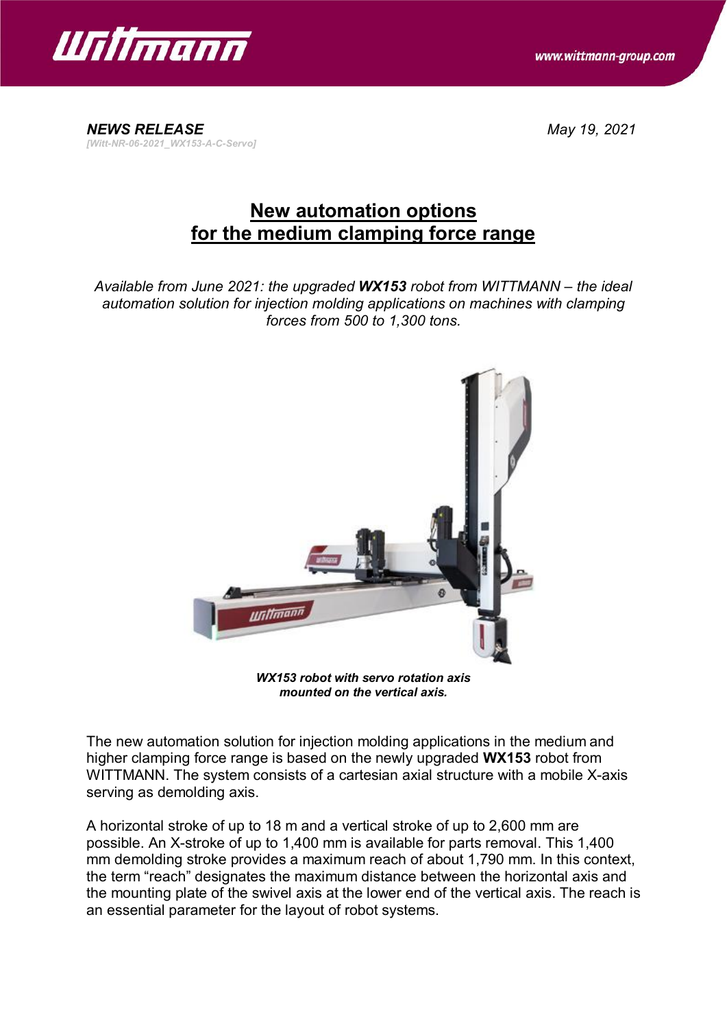***NEWS RELEASE***
*[Witt-NR-06-2021_WX153-A-C-Servo]*

*May 19, 2021*

# New automation options for the medium clamping force range

*Available from June 2021: the upgraded **WX153** robot from WITTMANN – the ideal automation solution for injection molding applications on machines with clamping forces from 500 to 1,300 tons.*

***WX153 robot with servo rotation axis mounted on the vertical axis.***

The new automation solution for injection molding applications in the medium and higher clamping force range is based on the newly upgraded **WX153** robot from WITTMANN. The system consists of a cartesian axial structure with a mobile X-axis serving as demolding axis.

A horizontal stroke of up to 18 m and a vertical stroke of up to 2,600 mm are possible. An X-stroke of up to 1,400 mm is available for parts removal. This 1,400 mm demolding stroke provides a maximum reach of about 1,790 mm. In this context, the term "reach" designates the maximum distance between the horizontal axis and the mounting plate of the swivel axis at the lower end of the vertical axis. The reach is an essential parameter for the layout of robot systems.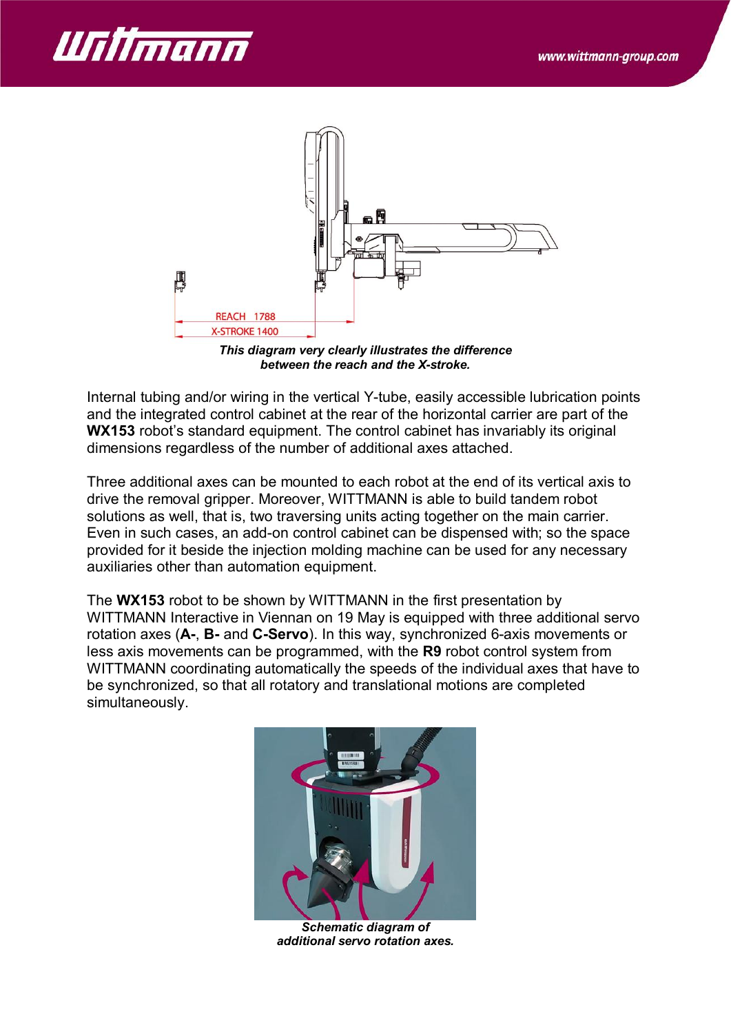*This diagram very clearly illustrates the difference between the reach and the X-stroke.*

Internal tubing and/or wiring in the vertical Y-tube, easily accessible lubrication points and the integrated control cabinet at the rear of the horizontal carrier are part of the **WX153** robot's standard equipment. The control cabinet has invariably its original dimensions regardless of the number of additional axes attached.

Three additional axes can be mounted to each robot at the end of its vertical axis to drive the removal gripper. Moreover, WITTMANN is able to build tandem robot solutions as well, that is, two traversing units acting together on the main carrier. Even in such cases, an add-on control cabinet can be dispensed with; so the space provided for it beside the injection molding machine can be used for any necessary auxiliaries other than automation equipment.

The **WX153** robot to be shown by WITTMANN in the first presentation by WITTMANN Interactive in Viennan on 19 May is equipped with three additional servo rotation axes (**A-**, **B-** and **C-Servo**). In this way, synchronized 6-axis movements or less axis movements can be programmed, with the **R9** robot control system from WITTMANN coordinating automatically the speeds of the individual axes that have to be synchronized, so that all rotatory and translational motions are completed simultaneously.

*Schematic diagram of additional servo rotation axes.*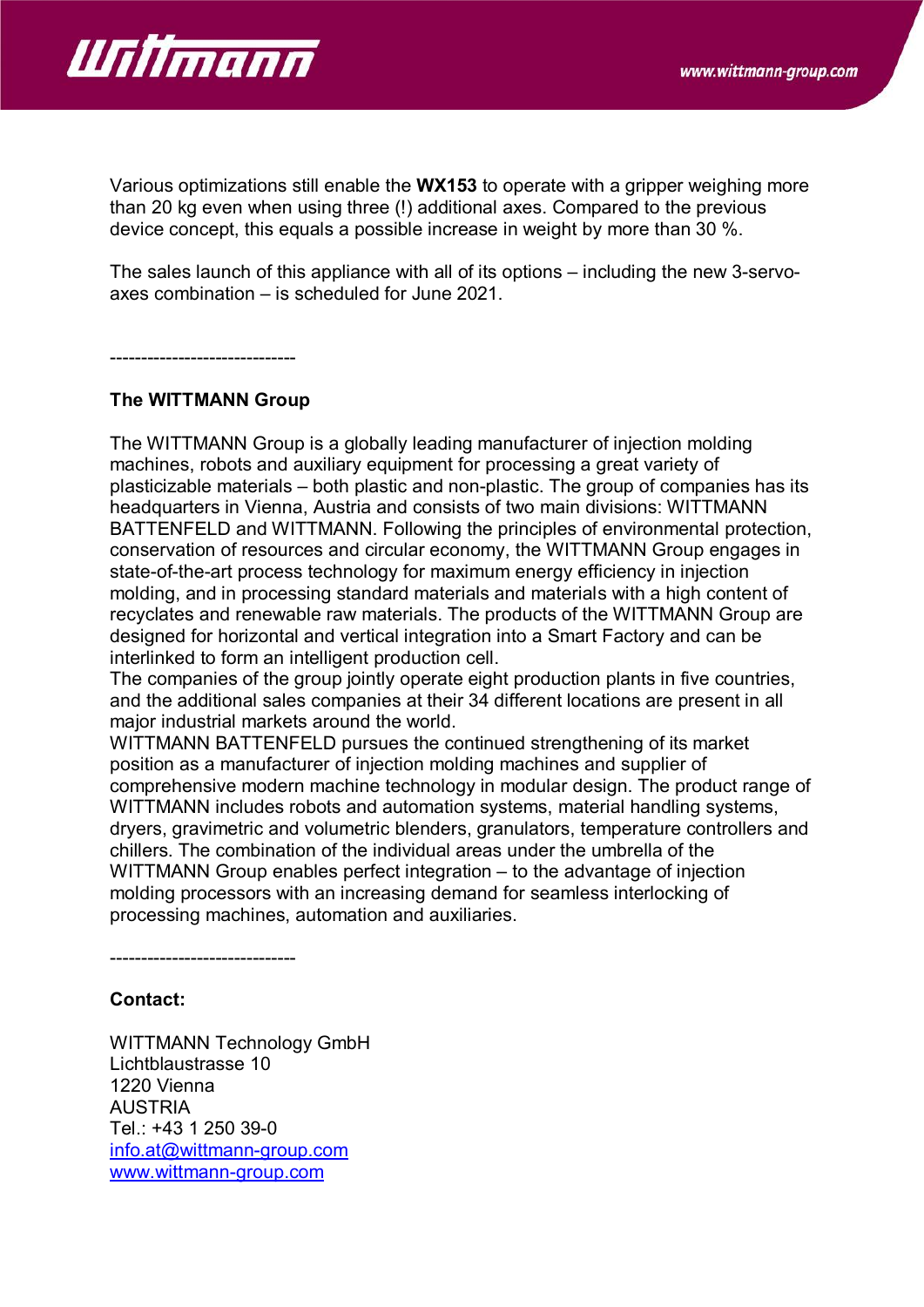Various optimizations still enable the **WX153** to operate with a gripper weighing more than 20 kg even when using three (!) additional axes. Compared to the previous device concept, this equals a possible increase in weight by more than 30 %.

The sales launch of this appliance with all of its options – including the new 3-servo-axes combination – is scheduled for June 2021.

------------------------------

**The WITTMANN Group**

The WITTMANN Group is a globally leading manufacturer of injection molding machines, robots and auxiliary equipment for processing a great variety of plasticizable materials – both plastic and non-plastic. The group of companies has its headquarters in Vienna, Austria and consists of two main divisions: WITTMANN BATTENFELD and WITTMANN. Following the principles of environmental protection, conservation of resources and circular economy, the WITTMANN Group engages in state-of-the-art process technology for maximum energy efficiency in injection molding, and in processing standard materials and materials with a high content of recyclates and renewable raw materials. The products of the WITTMANN Group are designed for horizontal and vertical integration into a Smart Factory and can be interlinked to form an intelligent production cell.
The companies of the group jointly operate eight production plants in five countries, and the additional sales companies at their 34 different locations are present in all major industrial markets around the world.
WITTMANN BATTENFELD pursues the continued strengthening of its market position as a manufacturer of injection molding machines and supplier of comprehensive modern machine technology in modular design. The product range of WITTMANN includes robots and automation systems, material handling systems, dryers, gravimetric and volumetric blenders, granulators, temperature controllers and chillers. The combination of the individual areas under the umbrella of the WITTMANN Group enables perfect integration – to the advantage of injection molding processors with an increasing demand for seamless interlocking of processing machines, automation and auxiliaries.

------------------------------

**Contact:**

WITTMANN Technology GmbH
Lichtblaustrasse 10
1220 Vienna
AUSTRIA
Tel.: +43 1 250 39-0
info.at@wittmann-group.com
www.wittmann-group.com